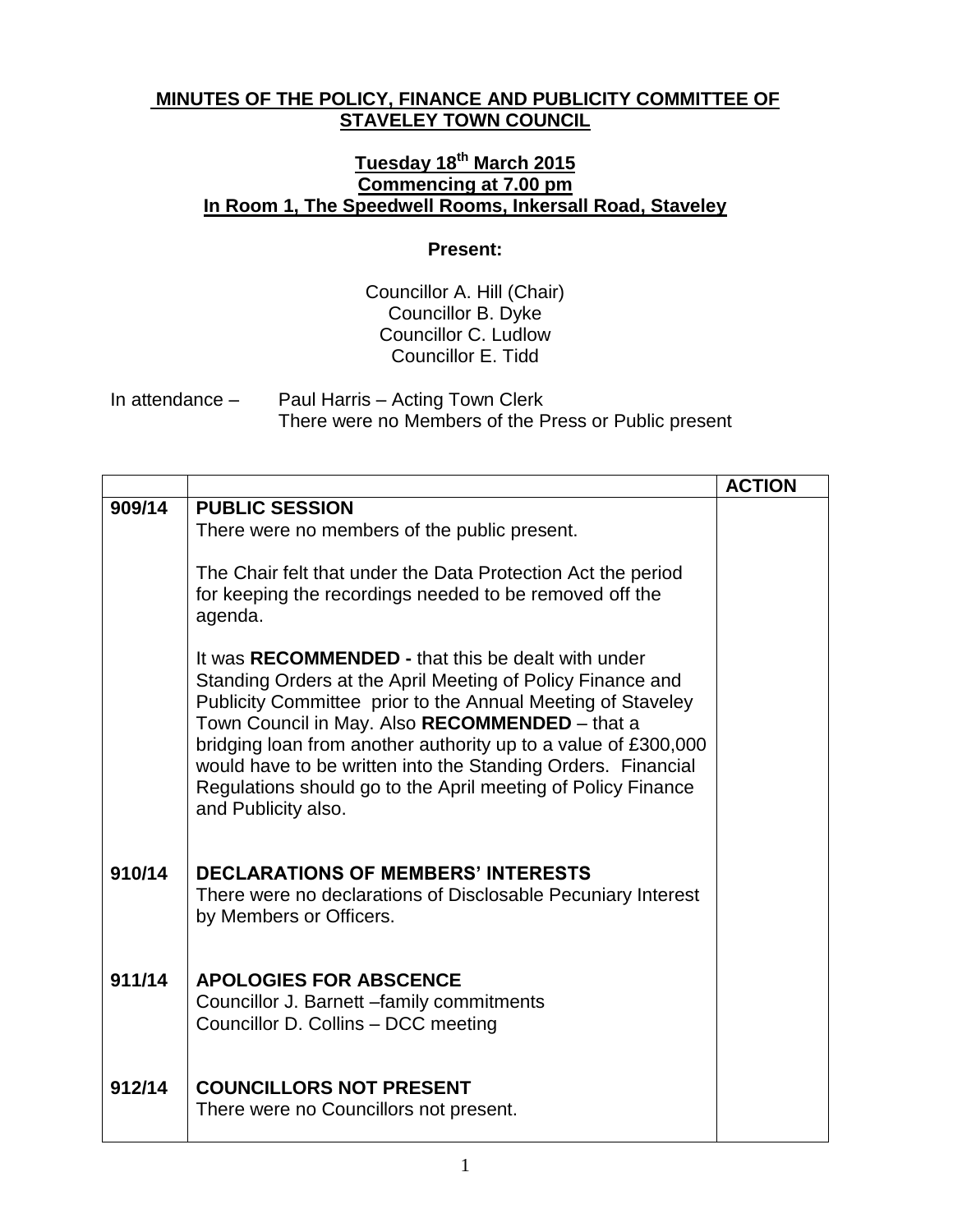# MINUTES OF THE POLICY, FINANCE AND PUBLICITY COMMITTEE OF STAVELEY TOWN COUNCIL

## Tuesday 18th March 2015
## Commencing at 7.00 pm
## In Room 1, The Speedwell Rooms, Inkersall Road, Staveley

**Present:**

Councillor A. Hill (Chair)
Councillor B. Dyke
Councillor C. Ludlow
Councillor E. Tidd

In attendance – Paul Harris – Acting Town Clerk
There were no Members of the Press or Public present

| | | ACTION |
|---|---|---|
| 909/14 | **PUBLIC SESSION**<br>There were no members of the public present.<br><br>The Chair felt that under the Data Protection Act the period for keeping the recordings needed to be removed off the agenda.<br><br>It was **RECOMMENDED -** that this be dealt with under Standing Orders at the April Meeting of Policy Finance and Publicity Committee prior to the Annual Meeting of Staveley Town Council in May. Also **RECOMMENDED** – that a bridging loan from another authority up to a value of £300,000 would have to be written into the Standing Orders. Financial Regulations should go to the April meeting of Policy Finance and Publicity also. | |
| 910/14 | **DECLARATIONS OF MEMBERS' INTERESTS**<br>There were no declarations of Disclosable Pecuniary Interest by Members or Officers. | |
| 911/14 | **APOLOGIES FOR ABSCENCE**<br>Councillor J. Barnett –family commitments<br>Councillor D. Collins – DCC meeting | |
| 912/14 | **COUNCILLORS NOT PRESENT**<br>There were no Councillors not present. | |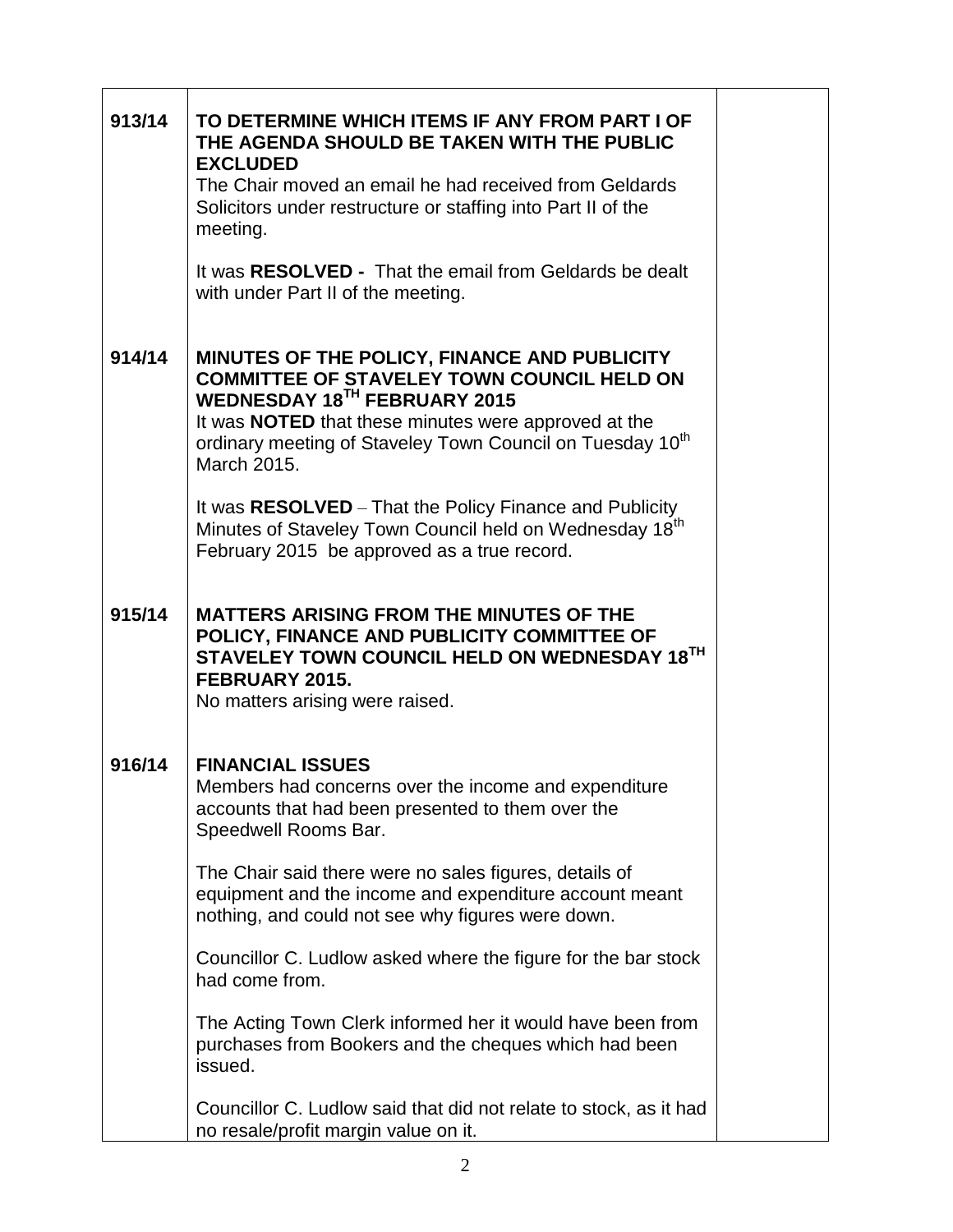| | | |
|---|---|---|
| 913/14 | **TO DETERMINE WHICH ITEMS IF ANY FROM PART I OF THE AGENDA SHOULD BE TAKEN WITH THE PUBLIC EXCLUDED**<br>The Chair moved an email he had received from Geldards Solicitors under restructure or staffing into Part II of the meeting.<br><br>It was **RESOLVED -** That the email from Geldards be dealt with under Part II of the meeting. | |
| 914/14 | **MINUTES OF THE POLICY, FINANCE AND PUBLICITY COMMITTEE OF STAVELEY TOWN COUNCIL HELD ON WEDNESDAY 18TH FEBRUARY 2015**<br>It was **NOTED** that these minutes were approved at the ordinary meeting of Staveley Town Council on Tuesday 10th March 2015.<br><br>It was **RESOLVED** – That the Policy Finance and Publicity Minutes of Staveley Town Council held on Wednesday 18th February 2015 be approved as a true record. | |
| 915/14 | **MATTERS ARISING FROM THE MINUTES OF THE POLICY, FINANCE AND PUBLICITY COMMITTEE OF STAVELEY TOWN COUNCIL HELD ON WEDNESDAY 18TH FEBRUARY 2015.**<br>No matters arising were raised. | |
| 916/14 | **FINANCIAL ISSUES**<br>Members had concerns over the income and expenditure accounts that had been presented to them over the Speedwell Rooms Bar.<br><br>The Chair said there were no sales figures, details of equipment and the income and expenditure account meant nothing, and could not see why figures were down.<br><br>Councillor C. Ludlow asked where the figure for the bar stock had come from.<br><br>The Acting Town Clerk informed her it would have been from purchases from Bookers and the cheques which had been issued.<br><br>Councillor C. Ludlow said that did not relate to stock, as it had no resale/profit margin value on it. | |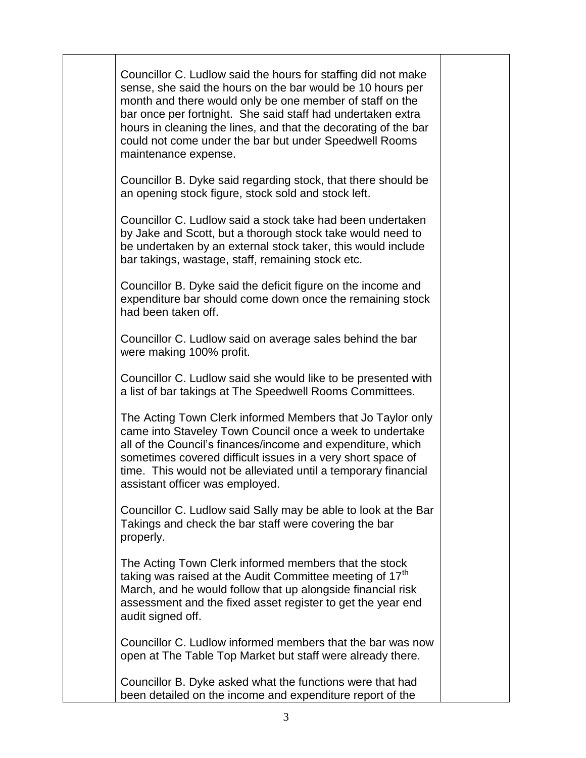Councillor C. Ludlow said the hours for staffing did not make sense, she said the hours on the bar would be 10 hours per month and there would only be one member of staff on the bar once per fortnight. She said staff had undertaken extra hours in cleaning the lines, and that the decorating of the bar could not come under the bar but under Speedwell Rooms maintenance expense.

Councillor B. Dyke said regarding stock, that there should be an opening stock figure, stock sold and stock left.

Councillor C. Ludlow said a stock take had been undertaken by Jake and Scott, but a thorough stock take would need to be undertaken by an external stock taker, this would include bar takings, wastage, staff, remaining stock etc.

Councillor B. Dyke said the deficit figure on the income and expenditure bar should come down once the remaining stock had been taken off.

Councillor C. Ludlow said on average sales behind the bar were making 100% profit.

Councillor C. Ludlow said she would like to be presented with a list of bar takings at The Speedwell Rooms Committees.

The Acting Town Clerk informed Members that Jo Taylor only came into Staveley Town Council once a week to undertake all of the Council's finances/income and expenditure, which sometimes covered difficult issues in a very short space of time. This would not be alleviated until a temporary financial assistant officer was employed.

Councillor C. Ludlow said Sally may be able to look at the Bar Takings and check the bar staff were covering the bar properly.

The Acting Town Clerk informed members that the stock taking was raised at the Audit Committee meeting of 17th March, and he would follow that up alongside financial risk assessment and the fixed asset register to get the year end audit signed off.

Councillor C. Ludlow informed members that the bar was now open at The Table Top Market but staff were already there.

Councillor B. Dyke asked what the functions were that had been detailed on the income and expenditure report of the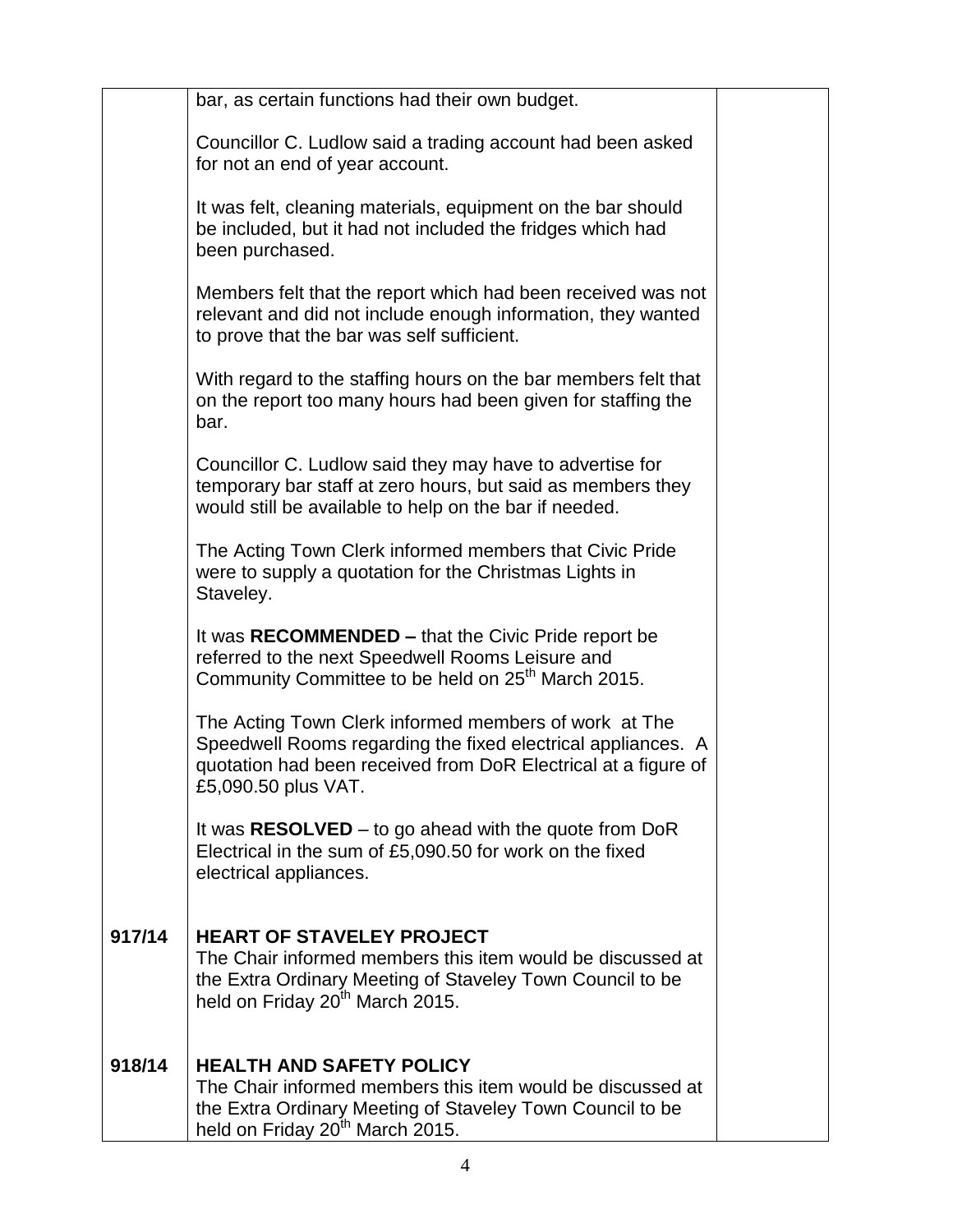bar, as certain functions had their own budget.

Councillor C. Ludlow said a trading account had been asked for not an end of year account.

It was felt, cleaning materials, equipment on the bar should be included, but it had not included the fridges which had been purchased.

Members felt that the report which had been received was not relevant and did not include enough information, they wanted to prove that the bar was self sufficient.

With regard to the staffing hours on the bar members felt that on the report too many hours had been given for staffing the bar.

Councillor C. Ludlow said they may have to advertise for temporary bar staff at zero hours, but said as members they would still be available to help on the bar if needed.

The Acting Town Clerk informed members that Civic Pride were to supply a quotation for the Christmas Lights in Staveley.

It was **RECOMMENDED –** that the Civic Pride report be referred to the next Speedwell Rooms Leisure and Community Committee to be held on 25th March 2015.

The Acting Town Clerk informed members of work at The Speedwell Rooms regarding the fixed electrical appliances. A quotation had been received from DoR Electrical at a figure of £5,090.50 plus VAT.

It was **RESOLVED** – to go ahead with the quote from DoR Electrical in the sum of £5,090.50 for work on the fixed electrical appliances.

**917/14 HEART OF STAVELEY PROJECT**

The Chair informed members this item would be discussed at the Extra Ordinary Meeting of Staveley Town Council to be held on Friday 20th March 2015.

**918/14 HEALTH AND SAFETY POLICY**

The Chair informed members this item would be discussed at the Extra Ordinary Meeting of Staveley Town Council to be held on Friday 20th March 2015.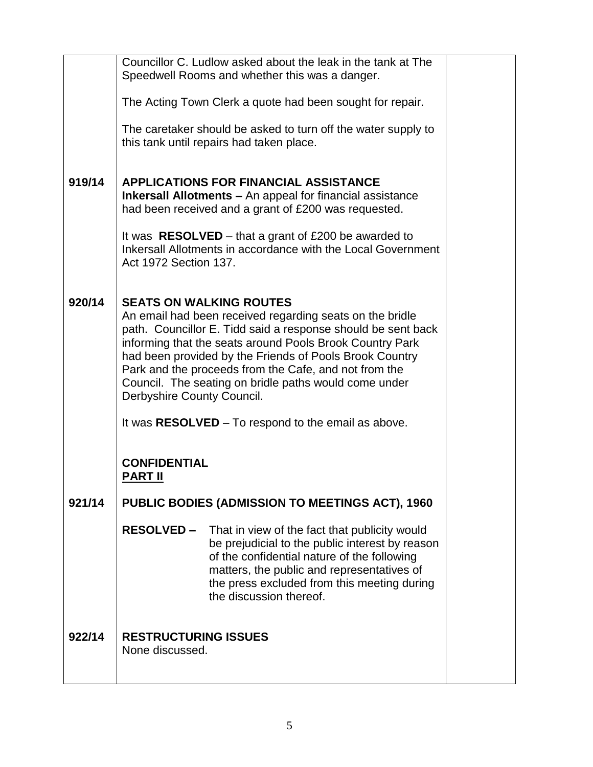| | | |
|---|---|---|
| | Councillor C. Ludlow asked about the leak in the tank at The Speedwell Rooms and whether this was a danger.<br><br>The Acting Town Clerk a quote had been sought for repair.<br><br>The caretaker should be asked to turn off the water supply to this tank until repairs had taken place. | |
| **919/14** | **APPLICATIONS FOR FINANCIAL ASSISTANCE**<br>**Inkersall Allotments –** An appeal for financial assistance had been received and a grant of £200 was requested.<br><br>It was **RESOLVED** – that a grant of £200 be awarded to Inkersall Allotments in accordance with the Local Government Act 1972 Section 137. | |
| **920/14** | **SEATS ON WALKING ROUTES**<br>An email had been received regarding seats on the bridle path. Councillor E. Tidd said a response should be sent back informing that the seats around Pools Brook Country Park had been provided by the Friends of Pools Brook Country Park and the proceeds from the Cafe, and not from the Council. The seating on bridle paths would come under Derbyshire County Council.<br><br>It was **RESOLVED** – To respond to the email as above.<br><br>**CONFIDENTIAL**<br>**PART II** | |
| **921/14** | **PUBLIC BODIES (ADMISSION TO MEETINGS ACT), 1960**<br><br>**RESOLVED –** That in view of the fact that publicity would be prejudicial to the public interest by reason of the confidential nature of the following matters, the public and representatives of the press excluded from this meeting during the discussion thereof. | |
| **922/14** | **RESTRUCTURING ISSUES**<br>None discussed. | |